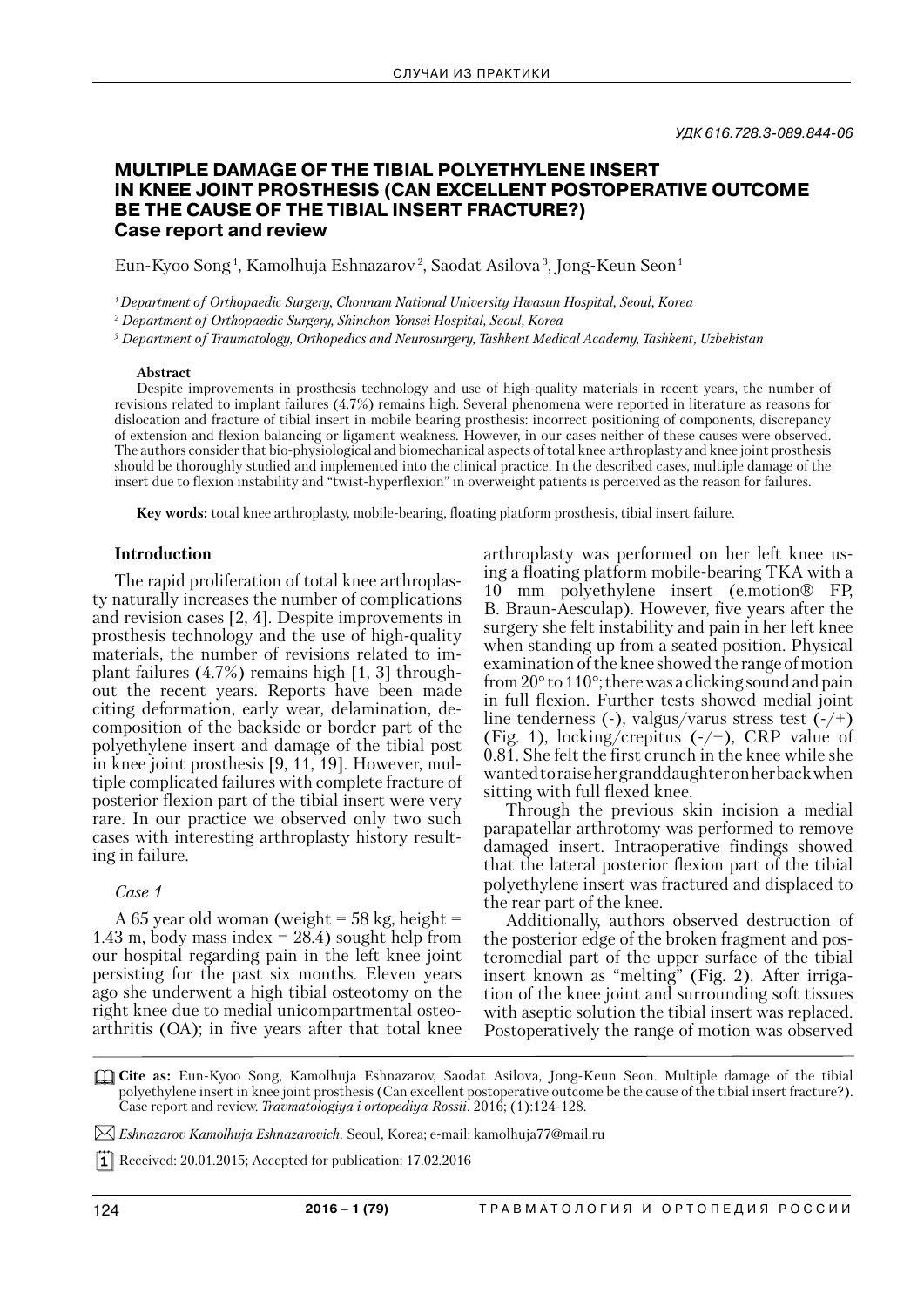УДК 616.728.3-089.844-06

# MULTIPLE DAMAGE OF THE TIBIAL POLYETHYLENE INSERT IN KNEE JOINT PROSTHESIS (CAN EXCELLENT POSTOPERATIVE OUTCOME BE THE CAUSE OF THE TIBIAL INSERT FRACTURE?)
## Case report and review

Eun-Kyoo Song [1], Kamolhuja Eshnazarov [2], Saodat Asilova [3], Jong-Keun Seon [1]

*[1] Department of Orthopaedic Surgery, Chonnam National University Hwasun Hospital, Seoul, Korea*

*[2] Department of Orthopaedic Surgery, Shinchon Yonsei Hospital, Seoul, Korea*

*[3] Department of Traumatology, Orthopedics and Neurosurgery, Tashkent Medical Academy, Tashkent, Uzbekistan*

**Abstract**

Despite improvements in prosthesis technology and use of high-quality materials in recent years, the number of revisions related to implant failures (4.7%) remains high. Several phenomena were reported in literature as reasons for dislocation and fracture of tibial insert in mobile bearing prosthesis: incorrect positioning of components, discrepancy of extension and flexion balancing or ligament weakness. However, in our cases neither of these causes were observed. The authors consider that bio-physiological and biomechanical aspects of total knee arthroplasty and knee joint prosthesis should be thoroughly studied and implemented into the clinical practice. In the described cases, multiple damage of the insert due to flexion instability and "twist-hyperflexion" in overweight patients is perceived as the reason for failures.

**Key words:** total knee arthroplasty, mobile-bearing, floating platform prosthesis, tibial insert failure.

### Introduction

The rapid proliferation of total knee arthroplasty naturally increases the number of complications and revision cases [2, 4]. Despite improvements in prosthesis technology and the use of high-quality materials, the number of revisions related to implant failures (4.7%) remains high [1, 3] throughout the recent years. Reports have been made citing deformation, early wear, delamination, decomposition of the backside or border part of the polyethylene insert and damage of the tibial post in knee joint prosthesis [9, 11, 19]. However, multiple complicated failures with complete fracture of posterior flexion part of the tibial insert were very rare. In our practice we observed only two such cases with interesting arthroplasty history resulting in failure.

*Case 1*

A 65 year old woman (weight = 58 kg, height = 1.43 m, body mass index = 28.4) sought help from our hospital regarding pain in the left knee joint persisting for the past six months. Eleven years ago she underwent a high tibial osteotomy on the right knee due to medial unicompartmental osteoarthritis (OA); in five years after that total knee arthroplasty was performed on her left knee using a floating platform mobile-bearing TKA with a 10 mm polyethylene insert (e.motion® FP, B. Braun-Aesculap). However, five years after the surgery she felt instability and pain in her left knee when standing up from a seated position. Physical examination of the knee showed the range of motion from 20° to 110°; there was a clicking sound and pain in full flexion. Further tests showed medial joint line tenderness (-), valgus/varus stress test (-/+) (Fig. 1), locking/crepitus (-/+), CRP value of 0.81. She felt the first crunch in the knee while she wanted to raise her granddaughter on her back when sitting with full flexed knee.

Through the previous skin incision a medial parapatellar arthrotomy was performed to remove damaged insert. Intraoperative findings showed that the lateral posterior flexion part of the tibial polyethylene insert was fractured and displaced to the rear part of the knee.

Additionally, authors observed destruction of the posterior edge of the broken fragment and posteromedial part of the upper surface of the tibial insert known as "melting" (Fig. 2). After irrigation of the knee joint and surrounding soft tissues with aseptic solution the tibial insert was replaced. Postoperatively the range of motion was observed

**Cite as:** Eun-Kyoo Song, Kamolhuja Eshnazarov, Saodat Asilova, Jong-Keun Seon. Multiple damage of the tibial polyethylene insert in knee joint prosthesis (Can excellent postoperative outcome be the cause of the tibial insert fracture?). Case report and review. *Travmatologiya i ortopediya Rossii*. 2016; (1):124-128.

*Eshnazarov Kamolhuja Eshnazarovich*. Seoul, Korea; e-mail: kamolhuja77@mail.ru

Received: 20.01.2015; Accepted for publication: 17.02.2016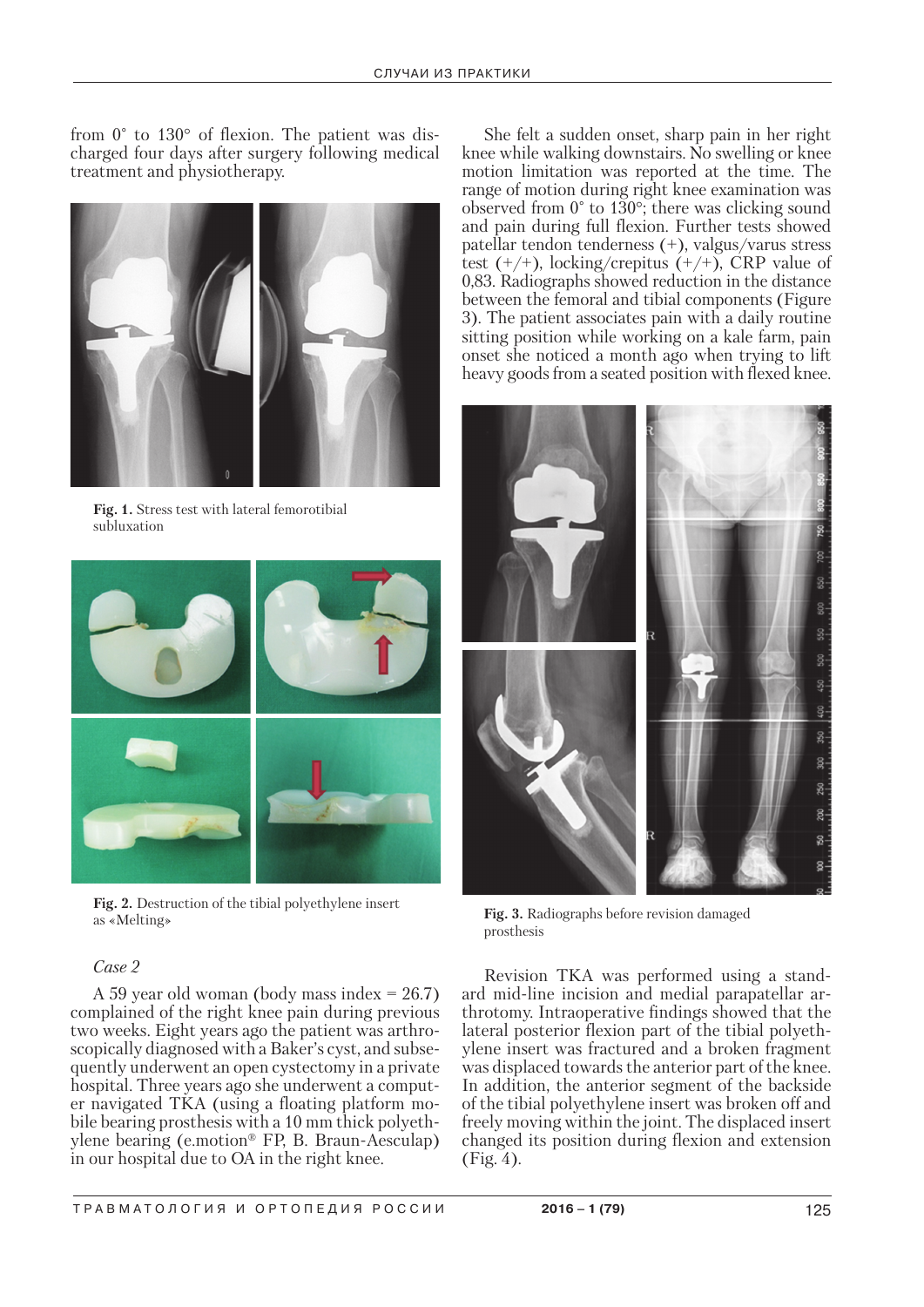from 0° to 130° of flexion. The patient was discharged four days after surgery following medical treatment and physiotherapy.

Fig. 1. Stress test with lateral femorotibial subluxation

Fig. 2. Destruction of the tibial polyethylene insert as «Melting»

*Case 2*

A 59 year old woman (body mass index = 26.7) complained of the right knee pain during previous two weeks. Eight years ago the patient was arthroscopically diagnosed with a Baker's cyst, and subsequently underwent an open cystectomy in a private hospital. Three years ago she underwent a computer navigated TKA (using a floating platform mobile bearing prosthesis with a 10 mm thick polyethylene bearing (e.motion® FP, B. Braun-Aesculap) in our hospital due to OA in the right knee.

She felt a sudden onset, sharp pain in her right knee while walking downstairs. No swelling or knee motion limitation was reported at the time. The range of motion during right knee examination was observed from 0° to 130°; there was clicking sound and pain during full flexion. Further tests showed patellar tendon tenderness (+), valgus/varus stress test (+/+), locking/crepitus (+/+), CRP value of 0,83. Radiographs showed reduction in the distance between the femoral and tibial components (Figure 3). The patient associates pain with a daily routine sitting position while working on a kale farm, pain onset she noticed a month ago when trying to lift heavy goods from a seated position with flexed knee.

Fig. 3. Radiographs before revision damaged prosthesis

Revision TKA was performed using a standard mid-line incision and medial parapatellar arthrotomy. Intraoperative findings showed that the lateral posterior flexion part of the tibial polyethylene insert was fractured and a broken fragment was displaced towards the anterior part of the knee. In addition, the anterior segment of the backside of the tibial polyethylene insert was broken off and freely moving within the joint. The displaced insert changed its position during flexion and extension (Fig. 4).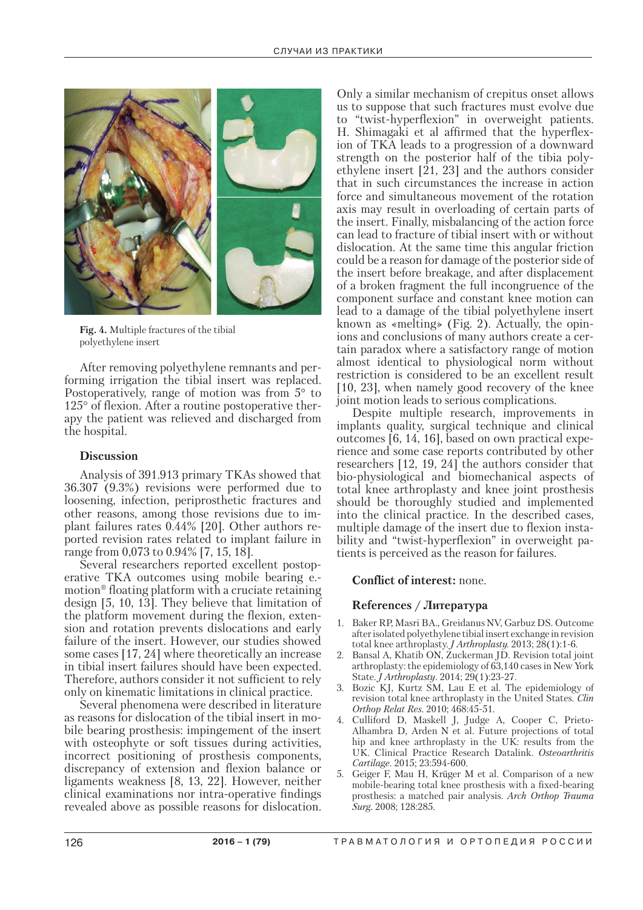Fig. 4. Multiple fractures of the tibial polyethylene insert

After removing polyethylene remnants and performing irrigation the tibial insert was replaced. Postoperatively, range of motion was from 5° to 125° of flexion. After a routine postoperative therapy the patient was relieved and discharged from the hospital.

### Discussion

Analysis of 391.913 primary TKAs showed that 36.307 (9.3%) revisions were performed due to loosening, infection, periprosthetic fractures and other reasons, among those revisions due to implant failures rates 0.44% [20]. Other authors reported revision rates related to implant failure in range from 0,073 to 0.94% [7, 15, 18].

Several researchers reported excellent postoperative TKA outcomes using mobile bearing e.-motion® floating platform with a cruciate retaining design [5, 10, 13]. They believe that limitation of the platform movement during the flexion, extension and rotation prevents dislocations and early failure of the insert. However, our studies showed some cases [17, 24] where theoretically an increase in tibial insert failures should have been expected. Therefore, authors consider it not sufficient to rely only on kinematic limitations in clinical practice.

Several phenomena were described in literature as reasons for dislocation of the tibial insert in mobile bearing prosthesis: impingement of the insert with osteophyte or soft tissues during activities, incorrect positioning of prosthesis components, discrepancy of extension and flexion balance or ligaments weakness [8, 13, 22]. However, neither clinical examinations nor intra-operative findings revealed above as possible reasons for dislocation. Only a similar mechanism of crepitus onset allows us to suppose that such fractures must evolve due to "twist-hyperflexion" in overweight patients. H. Shimagaki et al affirmed that the hyperflexion of TKA leads to a progression of a downward strength on the posterior half of the tibia polyethylene insert [21, 23] and the authors consider that in such circumstances the increase in action force and simultaneous movement of the rotation axis may result in overloading of certain parts of the insert. Finally, misbalancing of the action force can lead to fracture of tibial insert with or without dislocation. At the same time this angular friction could be a reason for damage of the posterior side of the insert before breakage, and after displacement of a broken fragment the full incongruence of the component surface and constant knee motion can lead to a damage of the tibial polyethylene insert known as «melting» (Fig. 2). Actually, the opinions and conclusions of many authors create a certain paradox where a satisfactory range of motion almost identical to physiological norm without restriction is considered to be an excellent result [10, 23], when namely good recovery of the knee joint motion leads to serious complications.

Despite multiple research, improvements in implants quality, surgical technique and clinical outcomes [6, 14, 16], based on own practical experience and some case reports contributed by other researchers [12, 19, 24] the authors consider that bio-physiological and biomechanical aspects of total knee arthroplasty and knee joint prosthesis should be thoroughly studied and implemented into the clinical practice. In the described cases, multiple damage of the insert due to flexion instability and "twist-hyperflexion" in overweight patients is perceived as the reason for failures.

**Conflict of interest:** none.

### References / Литература

1. Baker RP, Masri BA., Greidanus NV, Garbuz DS. Outcome after isolated polyethylene tibial insert exchange in revision total knee arthroplasty. *J Arthroplasty.* 2013; 28(1):1-6.
2. Bansal A, Khatib ON, Zuckerman JD. Revision total joint arthroplasty: the epidemiology of 63,140 cases in New York State. *J Arthroplasty*. 2014; 29(1):23-27.
3. Bozic KJ, Kurtz SM, Lau E et al. The epidemiology of revision total knee arthroplasty in the United States. *Clin Orthop Relat Res*. 2010; 468:45-51.
4. Culliford D, Maskell J, Judge A, Cooper C, Prieto-Alhambra D, Arden N et al. Future projections of total hip and knee arthroplasty in the UK: results from the UK. Clinical Practice Research Datalink. *Osteoarthritis Cartilage*. 2015; 23:594-600.
5. Geiger F, Mau H, Krüger M et al. Comparison of a new mobile-bearing total knee prosthesis with a fixed-bearing prosthesis: a matched pair analysis. *Arch Orthop Trauma Surg*. 2008; 128:285.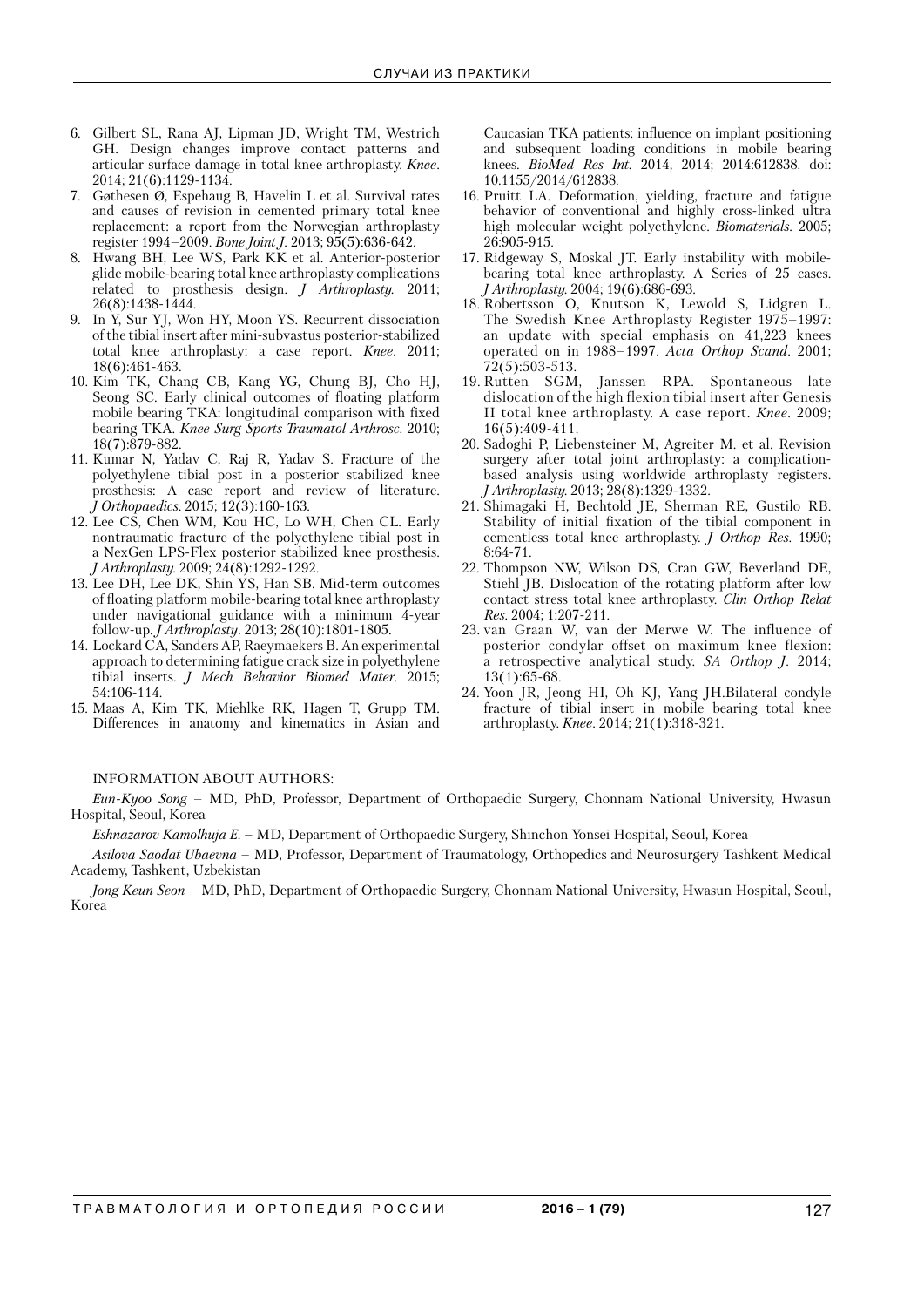6. Gilbert SL, Rana AJ, Lipman JD, Wright TM, Westrich GH. Design changes improve contact patterns and articular surface damage in total knee arthroplasty. *Knee*. 2014; 21(6):1129-1134.
7. Gøthesen Ø, Espehaug B, Havelin L et al. Survival rates and causes of revision in cemented primary total knee replacement: a report from the Norwegian arthroplasty register 1994–2009. *Bone Joint J*. 2013; 95(5):636-642.
8. Hwang BH, Lee WS, Park KK et al. Anterior-posterior glide mobile-bearing total knee arthroplasty complications related to prosthesis design. *J Arthroplasty.* 2011; 26(8):1438-1444.
9. In Y, Sur YJ, Won HY, Moon YS. Recurrent dissociation of the tibial insert after mini-subvastus posterior-stabilized total knee arthroplasty: a case report. *Knee*. 2011; 18(6):461-463.
10. Kim TK, Chang CB, Kang YG, Chung BJ, Cho HJ, Seong SC. Early clinical outcomes of floating platform mobile bearing TKA: longitudinal comparison with fixed bearing TKA. *Knee Surg Sports Traumatol Arthrosc*. 2010; 18(7):879-882.
11. Kumar N, Yadav C, Raj R, Yadav S. Fracture of the polyethylene tibial post in a posterior stabilized knee prosthesis: A case report and review of literature. *J Orthopaedics*. 2015; 12(3):160-163.
12. Lee CS, Chen WM, Kou HC, Lo WH, Chen CL. Early nontraumatic fracture of the polyethylene tibial post in a NexGen LPS-Flex posterior stabilized knee prosthesis. *J Arthroplasty.* 2009; 24(8):1292-1292.
13. Lee DH, Lee DK, Shin YS, Han SB. Mid-term outcomes of floating platform mobile-bearing total knee arthroplasty under navigational guidance with a minimum 4-year follow-up. *J Arthroplasty*. 2013; 28(10):1801-1805.
14. Lockard CA, Sanders AP, Raeymaekers B. An experimental approach to determining fatigue crack size in polyethylene tibial inserts. *J Mech Behavior Biomed Mater*. 2015; 54:106-114.
15. Maas A, Kim TK, Miehlke RK, Hagen T, Grupp TM. Differences in anatomy and kinematics in Asian and Caucasian TKA patients: influence on implant positioning and subsequent loading conditions in mobile bearing knees. *BioMed Res Int*. 2014, 2014; 2014:612838. doi: 10.1155/2014/612838.
16. Pruitt LA. Deformation, yielding, fracture and fatigue behavior of conventional and highly cross-linked ultra high molecular weight polyethylene. *Biomaterials*. 2005; 26:905-915.
17. Ridgeway S, Moskal JT. Early instability with mobile-bearing total knee arthroplasty. A Series of 25 cases. *J Arthroplasty.* 2004; 19(6):686-693.
18. Robertsson O, Knutson K, Lewold S, Lidgren L. The Swedish Knee Arthroplasty Register 1975–1997: an update with special emphasis on 41,223 knees operated on in 1988–1997. *Acta Orthop Scand*. 2001; 72(5):503-513.
19. Rutten SGM, Janssen RPA. Spontaneous late dislocation of the high flexion tibial insert after Genesis II total knee arthroplasty. A case report. *Knee*. 2009; 16(5):409-411.
20. Sadoghi P, Liebensteiner M, Agreiter M. et al. Revision surgery after total joint arthroplasty: a complication-based analysis using worldwide arthroplasty registers. *J Arthroplasty.* 2013; 28(8):1329-1332.
21. Shimagaki H, Bechtold JE, Sherman RE, Gustilo RB. Stability of initial fixation of the tibial component in cementless total knee arthroplasty. *J Orthop Res*. 1990; 8:64-71.
22. Thompson NW, Wilson DS, Cran GW, Beverland DE, Stiehl JB. Dislocation of the rotating platform after low contact stress total knee arthroplasty. *Clin Orthop Relat Res*. 2004; 1:207-211.
23. van Graan W, van der Merwe W. The influence of posterior condylar offset on maximum knee flexion: a retrospective analytical study. *SA Orthop J*. 2014; 13(1):65-68.
24. Yoon JR, Jeong HI, Oh KJ, Yang JH.Bilateral condyle fracture of tibial insert in mobile bearing total knee arthroplasty. *Knee*. 2014; 21(1):318-321.

INFORMATION ABOUT AUTHORS:

*Eun-Kyoo Song* – MD, PhD, Professor, Department of Orthopaedic Surgery, Chonnam National University, Hwasun Hospital, Seoul, Korea

*Eshnazarov Kamolhuja E.* – MD, Department of Orthopaedic Surgery, Shinchon Yonsei Hospital, Seoul, Korea

*Asilova Saodat Ubaevna* – MD, Professor, Department of Traumatology, Orthopedics and Neurosurgery Tashkent Medical Academy, Tashkent, Uzbekistan

*Jong Keun Seon* – MD, PhD, Department of Orthopaedic Surgery, Chonnam National University, Hwasun Hospital, Seoul, Korea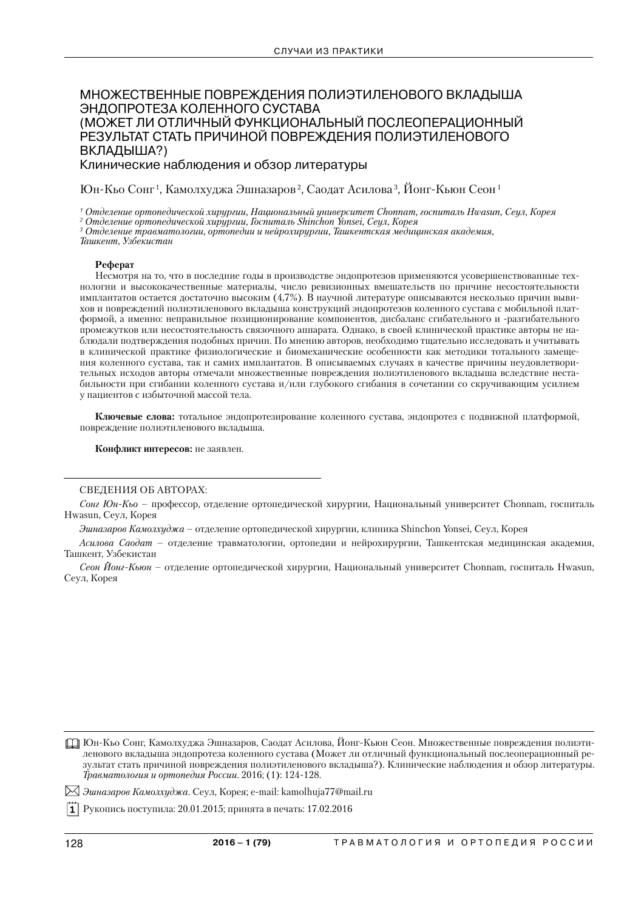# МНОЖЕСТВЕННЫЕ ПОВРЕЖДЕНИЯ ПОЛИЭТИЛЕНОВОГО ВКЛАДЫША ЭНДОПРОТЕЗА КОЛЕННОГО СУСТАВА (МОЖЕТ ЛИ ОТЛИЧНЫЙ ФУНКЦИОНАЛЬНЫЙ ПОСЛЕОПЕРАЦИОННЫЙ РЕЗУЛЬТАТ СТАТЬ ПРИЧИНОЙ ПОВРЕЖДЕНИЯ ПОЛИЭТИЛЕНОВОГО ВКЛАДЫША?)

## Клинические наблюдения и обзор литературы

Юн-Кьо Сонг [1], Камолхуджа Эшназаров [2], Саодат Асилова [3], Йонг-Кьюн Сеон [1]

[1] *Отделение ортопедической хирургии, Национальный университет Chonnam, госпиталь Hwasun, Сеул, Корея*
[2] *Отделение ортопедической хирургии, Госпиталь Shinchon Yonsei, Сеул, Корея*
[3] *Отделение травматологии, ортопедии и нейрохирургии, Ташкентская медицинская академия, Ташкент, Узбекистан*

**Реферат**

Несмотря на то, что в последние годы в производстве эндопротезов применяются усовершенствованные технологии и высококачественные материалы, число ревизионных вмешательств по причине несостоятельности имплантатов остается достаточно высоким (4,7%). В научной литературе описываются несколько причин вывихов и повреждений полиэтиленового вкладыша конструкций эндопротезов коленного сустава с мобильной платформой, а именно: неправильное позиционирование компонентов, дисбаланс сгибательного и -разгибательного промежутков или несостоятельность связочного аппарата. Однако, в своей клинической практике авторы не наблюдали подтверждения подобных причин. По мнению авторов, необходимо тщательно исследовать и учитывать в клинической практике физиологические и биомеханические особенности как методики тотального замещения коленного сустава, так и самих имплантатов. В описываемых случаях в качестве причины неудовлетворительных исходов авторы отмечали множественные повреждения полиэтиленового вкладыша вследствие нестабильности при сгибании коленного сустава и/или глубокого сгибания в сочетании со скручивающим усилием у пациентов с избыточной массой тела.

**Ключевые слова:** тотальное эндопротезирование коленного сустава, эндопротез с подвижной платформой, повреждение полиэтиленового вкладыша.

**Конфликт интересов:** не заявлен.

---

СВЕДЕНИЯ ОБ АВТОРАХ:

*Сонг Юн-Кьо* – профессор, отделение ортопедической хирургии, Национальный университет Chonnam, госпиталь Hwasun, Сеул, Корея

*Эшназаров Камолхуджа* – отделение ортопедической хирургии, клиника Shinchon Yonsei, Сеул, Корея

*Асилова Саодат* – отделение травматологии, ортопедии и нейрохирургии, Ташкентская медицинская академия, Ташкент, Узбекистан

*Сеон Йонг-Кьюн* – отделение ортопедической хирургии, Национальный университет Chonnam, госпиталь Hwasun, Сеул, Корея

---

Юн-Кьо Сонг, Камолхуджа Эшназаров, Саодат Асилова, Йонг-Кьюн Сеон. Множественные повреждения полиэтиленового вкладыша эндопротеза коленного сустава (Может ли отличный функциональный послеоперационный результат стать причиной повреждения полиэтиленового вкладыша?). Клинические наблюдения и обзор литературы. *Травматология и ортопедия России*. 2016; (1): 124-128.

*Эшназаров Камолхуджа*. Сеул, Корея; e-mail: kamolhuja77@mail.ru

Рукопись поступила: 20.01.2015; принята в печать: 17.02.2016